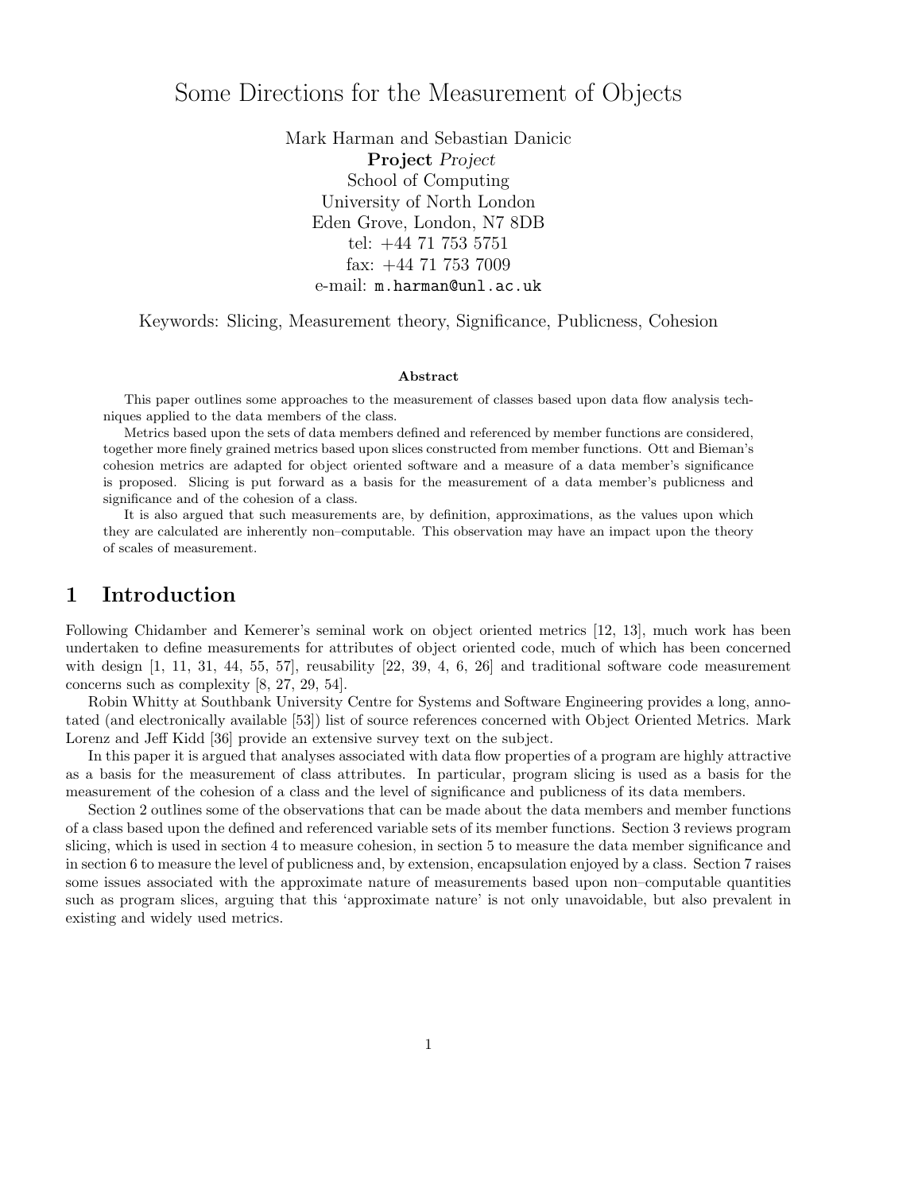# Some Directions for the Measurement of Objects

Mark Harman and Sebastian Danicic
**Project** *Project*
School of Computing
University of North London
Eden Grove, London, N7 8DB
tel: +44 71 753 5751
fax: +44 71 753 7009
e-mail: `m.harman@unl.ac.uk`

Keywords: Slicing, Measurement theory, Significance, Publicness, Cohesion

### Abstract

This paper outlines some approaches to the measurement of classes based upon data flow analysis techniques applied to the data members of the class.

Metrics based upon the sets of data members defined and referenced by member functions are considered, together more finely grained metrics based upon slices constructed from member functions. Ott and Bieman's cohesion metrics are adapted for object oriented software and a measure of a data member's significance is proposed. Slicing is put forward as a basis for the measurement of a data member's publicness and significance and of the cohesion of a class.

It is also argued that such measurements are, by definition, approximations, as the values upon which they are calculated are inherently non–computable. This observation may have an impact upon the theory of scales of measurement.

## 1 Introduction

Following Chidamber and Kemerer's seminal work on object oriented metrics [12, 13], much work has been undertaken to define measurements for attributes of object oriented code, much of which has been concerned with design [1, 11, 31, 44, 55, 57], reusability [22, 39, 4, 6, 26] and traditional software code measurement concerns such as complexity [8, 27, 29, 54].

Robin Whitty at Southbank University Centre for Systems and Software Engineering provides a long, annotated (and electronically available [53]) list of source references concerned with Object Oriented Metrics. Mark Lorenz and Jeff Kidd [36] provide an extensive survey text on the subject.

In this paper it is argued that analyses associated with data flow properties of a program are highly attractive as a basis for the measurement of class attributes. In particular, program slicing is used as a basis for the measurement of the cohesion of a class and the level of significance and publicness of its data members.

Section 2 outlines some of the observations that can be made about the data members and member functions of a class based upon the defined and referenced variable sets of its member functions. Section 3 reviews program slicing, which is used in section 4 to measure cohesion, in section 5 to measure the data member significance and in section 6 to measure the level of publicness and, by extension, encapsulation enjoyed by a class. Section 7 raises some issues associated with the approximate nature of measurements based upon non–computable quantities such as program slices, arguing that this 'approximate nature' is not only unavoidable, but also prevalent in existing and widely used metrics.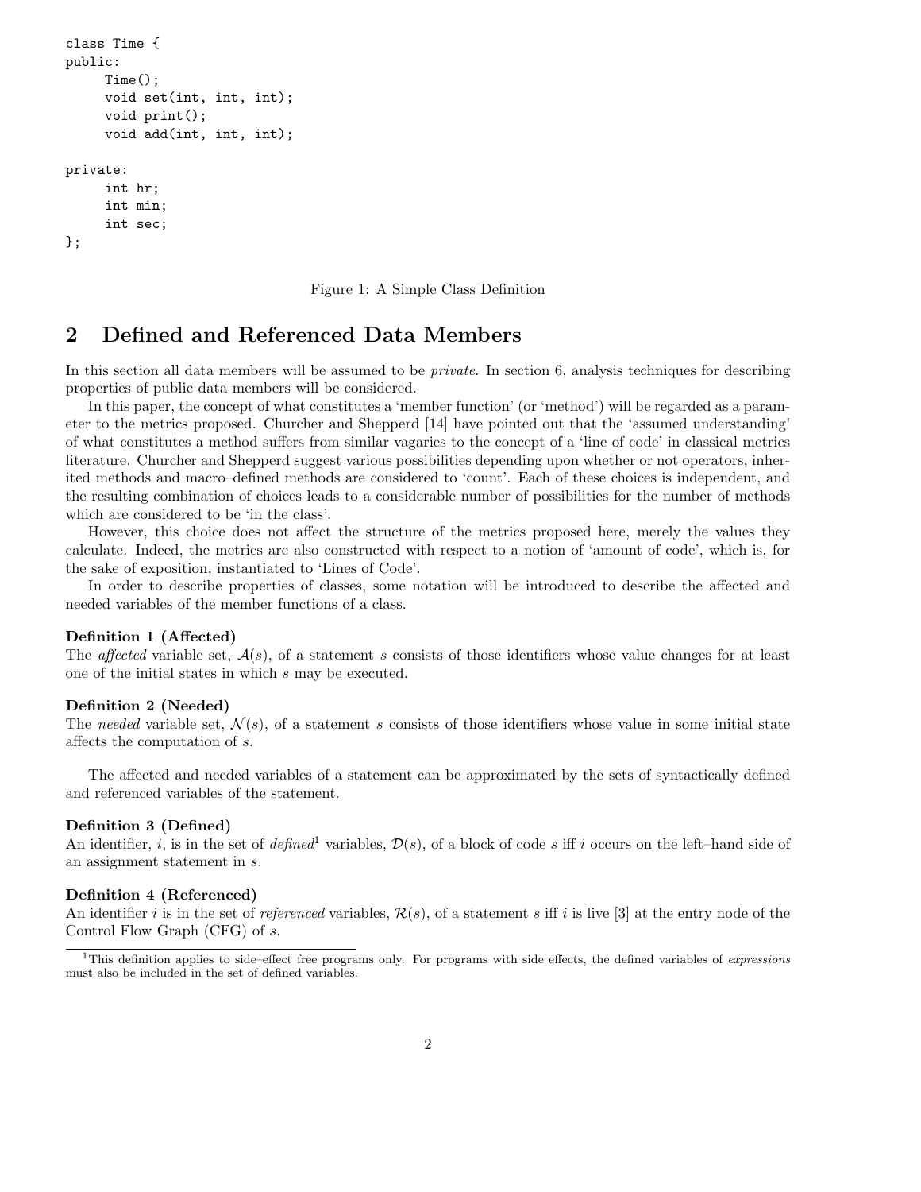```
class Time {
public:
     Time();
     void set(int, int, int);
     void print();
     void add(int, int, int);

private:
     int hr;
     int min;
     int sec;
};
```

Figure 1: A Simple Class Definition

## 2 Defined and Referenced Data Members

In this section all data members will be assumed to be *private*. In section 6, analysis techniques for describing properties of public data members will be considered.

In this paper, the concept of what constitutes a 'member function' (or 'method') will be regarded as a parameter to the metrics proposed. Churcher and Shepperd [14] have pointed out that the 'assumed understanding' of what constitutes a method suffers from similar vagaries to the concept of a 'line of code' in classical metrics literature. Churcher and Shepperd suggest various possibilities depending upon whether or not operators, inherited methods and macro–defined methods are considered to 'count'. Each of these choices is independent, and the resulting combination of choices leads to a considerable number of possibilities for the number of methods which are considered to be 'in the class'.

However, this choice does not affect the structure of the metrics proposed here, merely the values they calculate. Indeed, the metrics are also constructed with respect to a notion of 'amount of code', which is, for the sake of exposition, instantiated to 'Lines of Code'.

In order to describe properties of classes, some notation will be introduced to describe the affected and needed variables of the member functions of a class.

**Definition 1 (Affected)**
The *affected* variable set, $\mathcal{A}(s)$, of a statement $s$ consists of those identifiers whose value changes for at least one of the initial states in which $s$ may be executed.

**Definition 2 (Needed)**
The *needed* variable set, $\mathcal{N}(s)$, of a statement $s$ consists of those identifiers whose value in some initial state affects the computation of $s$.

The affected and needed variables of a statement can be approximated by the sets of syntactically defined and referenced variables of the statement.

**Definition 3 (Defined)**
An identifier, $i$, is in the set of *defined*[1] variables, $\mathcal{D}(s)$, of a block of code $s$ iff $i$ occurs on the left–hand side of an assignment statement in $s$.

**Definition 4 (Referenced)**
An identifier $i$ is in the set of *referenced* variables, $\mathcal{R}(s)$, of a statement $s$ iff $i$ is live [3] at the entry node of the Control Flow Graph (CFG) of $s$.

[1] This definition applies to side–effect free programs only. For programs with side effects, the defined variables of *expressions* must also be included in the set of defined variables.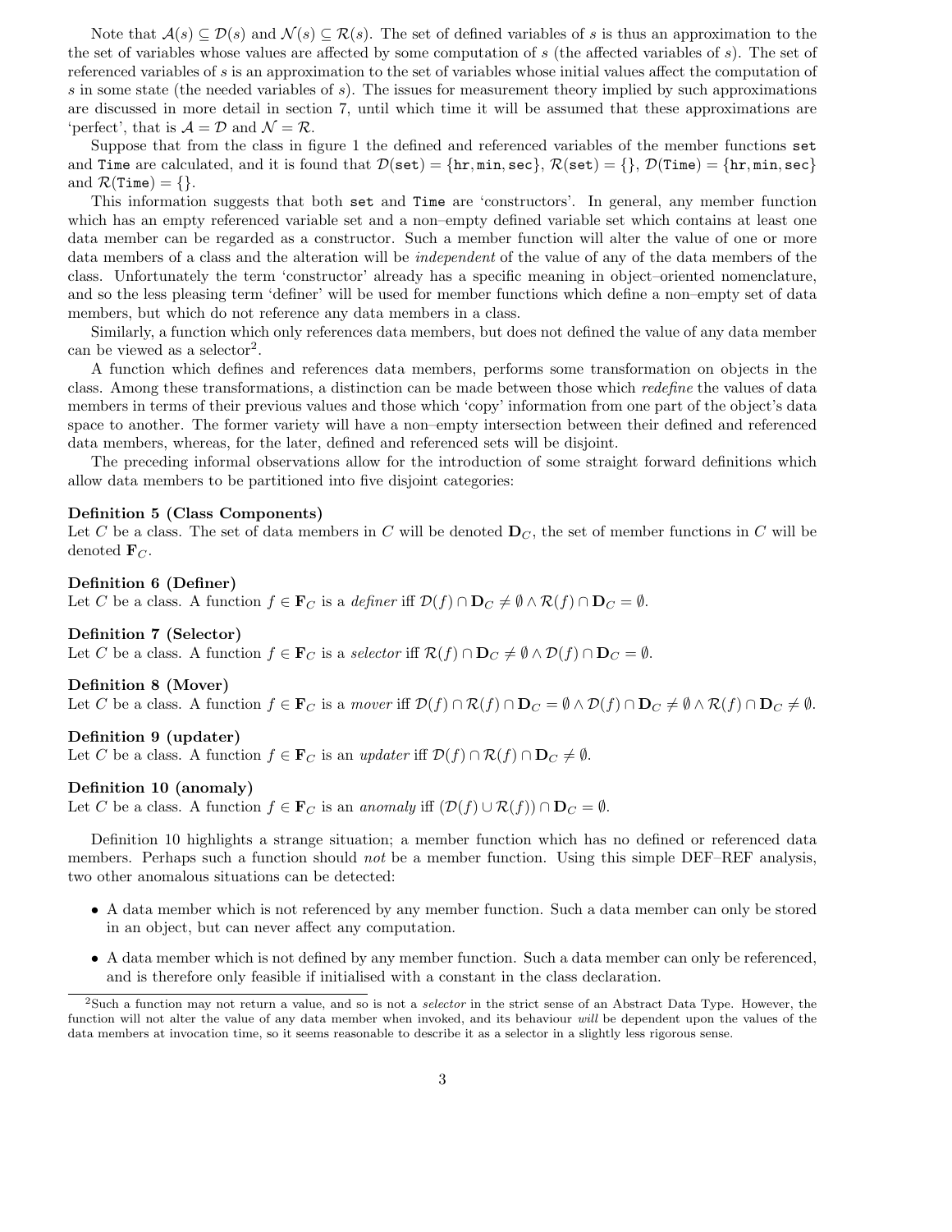Note that $\mathcal{A}(s) \subseteq \mathcal{D}(s)$ and $\mathcal{N}(s) \subseteq \mathcal{R}(s)$. The set of defined variables of $s$ is thus an approximation to the the set of variables whose values are affected by some computation of $s$ (the affected variables of $s$). The set of referenced variables of $s$ is an approximation to the set of variables whose initial values affect the computation of $s$ in some state (the needed variables of $s$). The issues for measurement theory implied by such approximations are discussed in more detail in section 7, until which time it will be assumed that these approximations are 'perfect', that is $\mathcal{A} = \mathcal{D}$ and $\mathcal{N} = \mathcal{R}$.

Suppose that from the class in figure 1 the defined and referenced variables of the member functions `set` and `Time` are calculated, and it is found that $\mathcal{D}(\texttt{set}) = \{\texttt{hr}, \texttt{min}, \texttt{sec}\}$, $\mathcal{R}(\texttt{set}) = \{\}$, $\mathcal{D}(\texttt{Time}) = \{\texttt{hr}, \texttt{min}, \texttt{sec}\}$ and $\mathcal{R}(\texttt{Time}) = \{\}$.

This information suggests that both `set` and `Time` are 'constructors'. In general, any member function which has an empty referenced variable set and a non–empty defined variable set which contains at least one data member can be regarded as a constructor. Such a member function will alter the value of one or more data members of a class and the alteration will be *independent* of the value of any of the data members of the class. Unfortunately the term 'constructor' already has a specific meaning in object–oriented nomenclature, and so the less pleasing term 'definer' will be used for member functions which define a non–empty set of data members, but which do not reference any data members in a class.

Similarly, a function which only references data members, but does not defined the value of any data member can be viewed as a selector[2].

A function which defines and references data members, performs some transformation on objects in the class. Among these transformations, a distinction can be made between those which *redefine* the values of data members in terms of their previous values and those which 'copy' information from one part of the object's data space to another. The former variety will have a non–empty intersection between their defined and referenced data members, whereas, for the later, defined and referenced sets will be disjoint.

The preceding informal observations allow for the introduction of some straight forward definitions which allow data members to be partitioned into five disjoint categories:

**Definition 5 (Class Components)**
Let $C$ be a class. The set of data members in $C$ will be denoted $\mathbf{D}_C$, the set of member functions in $C$ will be denoted $\mathbf{F}_C$.

**Definition 6 (Definer)**
Let $C$ be a class. A function $f \in \mathbf{F}_C$ is a *definer* iff $\mathcal{D}(f) \cap \mathbf{D}_C \neq \emptyset \wedge \mathcal{R}(f) \cap \mathbf{D}_C = \emptyset$.

**Definition 7 (Selector)**
Let $C$ be a class. A function $f \in \mathbf{F}_C$ is a *selector* iff $\mathcal{R}(f) \cap \mathbf{D}_C \neq \emptyset \wedge \mathcal{D}(f) \cap \mathbf{D}_C = \emptyset$.

**Definition 8 (Mover)**
Let $C$ be a class. A function $f \in \mathbf{F}_C$ is a *mover* iff $\mathcal{D}(f) \cap \mathcal{R}(f) \cap \mathbf{D}_C = \emptyset \wedge \mathcal{D}(f) \cap \mathbf{D}_C \neq \emptyset \wedge \mathcal{R}(f) \cap \mathbf{D}_C \neq \emptyset$.

**Definition 9 (updater)**
Let $C$ be a class. A function $f \in \mathbf{F}_C$ is an *updater* iff $\mathcal{D}(f) \cap \mathcal{R}(f) \cap \mathbf{D}_C \neq \emptyset$.

**Definition 10 (anomaly)**
Let $C$ be a class. A function $f \in \mathbf{F}_C$ is an *anomaly* iff $(\mathcal{D}(f) \cup \mathcal{R}(f)) \cap \mathbf{D}_C = \emptyset$.

Definition 10 highlights a strange situation; a member function which has no defined or referenced data members. Perhaps such a function should *not* be a member function. Using this simple DEF–REF analysis, two other anomalous situations can be detected:

- A data member which is not referenced by any member function. Such a data member can only be stored in an object, but can never affect any computation.
- A data member which is not defined by any member function. Such a data member can only be referenced, and is therefore only feasible if initialised with a constant in the class declaration.

[2]Such a function may not return a value, and so is not a *selector* in the strict sense of an Abstract Data Type. However, the function will not alter the value of any data member when invoked, and its behaviour *will* be dependent upon the values of the data members at invocation time, so it seems reasonable to describe it as a selector in a slightly less rigorous sense.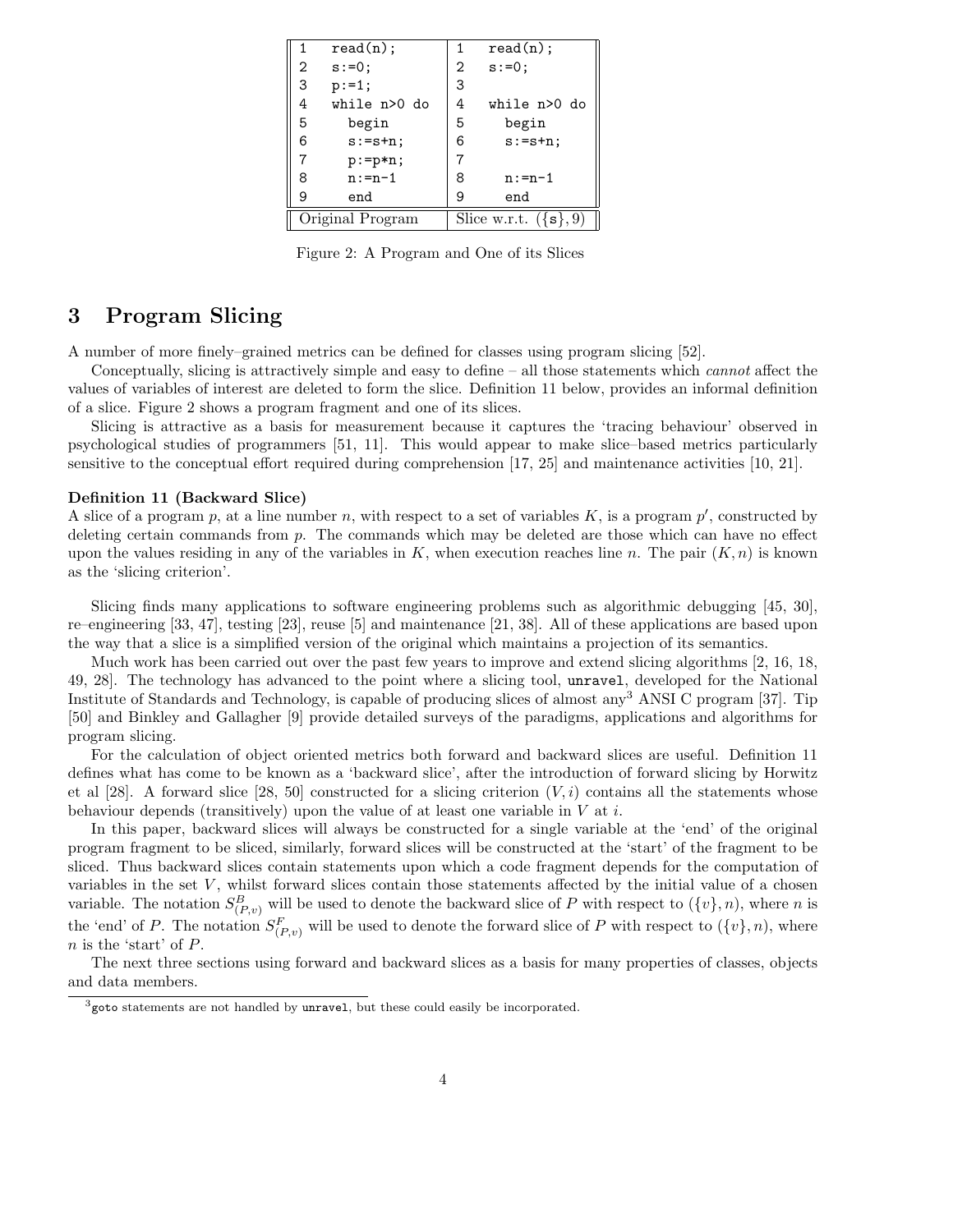| Original Program | Slice w.r.t. $(\{s\}, 9)$ |
| --- | --- |
| 1 `read(n);` | 1 `read(n);` |
| 2 `s:=0;` | 2 `s:=0;` |
| 3 `p:=1;` | 3 |
| 4 `while n>0 do` | 4 `while n>0 do` |
| 5 `begin` | 5 `begin` |
| 6 `s:=s+n;` | 6 `s:=s+n;` |
| 7 `p:=p*n;` | 7 |
| 8 `n:=n-1` | 8 `n:=n-1` |
| 9 `end` | 9 `end` |

Figure 2: A Program and One of its Slices

# 3 Program Slicing

A number of more finely–grained metrics can be defined for classes using program slicing [52].

Conceptually, slicing is attractively simple and easy to define – all those statements which *cannot* affect the values of variables of interest are deleted to form the slice. Definition 11 below, provides an informal definition of a slice. Figure 2 shows a program fragment and one of its slices.

Slicing is attractive as a basis for measurement because it captures the 'tracing behaviour' observed in psychological studies of programmers [51, 11]. This would appear to make slice–based metrics particularly sensitive to the conceptual effort required during comprehension [17, 25] and maintenance activities [10, 21].

**Definition 11 (Backward Slice)**
A slice of a program $p$, at a line number $n$, with respect to a set of variables $K$, is a program $p'$, constructed by deleting certain commands from $p$. The commands which may be deleted are those which can have no effect upon the values residing in any of the variables in $K$, when execution reaches line $n$. The pair $(K, n)$ is known as the 'slicing criterion'.

Slicing finds many applications to software engineering problems such as algorithmic debugging [45, 30], re–engineering [33, 47], testing [23], reuse [5] and maintenance [21, 38]. All of these applications are based upon the way that a slice is a simplified version of the original which maintains a projection of its semantics.

Much work has been carried out over the past few years to improve and extend slicing algorithms [2, 16, 18, 49, 28]. The technology has advanced to the point where a slicing tool, `unravel`, developed for the National Institute of Standards and Technology, is capable of producing slices of almost any[3] ANSI C program [37]. Tip [50] and Binkley and Gallagher [9] provide detailed surveys of the paradigms, applications and algorithms for program slicing.

For the calculation of object oriented metrics both forward and backward slices are useful. Definition 11 defines what has come to be known as a 'backward slice', after the introduction of forward slicing by Horwitz et al [28]. A forward slice [28, 50] constructed for a slicing criterion $(V, i)$ contains all the statements whose behaviour depends (transitively) upon the value of at least one variable in $V$ at $i$.

In this paper, backward slices will always be constructed for a single variable at the 'end' of the original program fragment to be sliced, similarly, forward slices will be constructed at the 'start' of the fragment to be sliced. Thus backward slices contain statements upon which a code fragment depends for the computation of variables in the set $V$, whilst forward slices contain those statements affected by the initial value of a chosen variable. The notation $S^B_{(P,v)}$ will be used to denote the backward slice of $P$ with respect to $(\{v\}, n)$, where $n$ is the 'end' of $P$. The notation $S^F_{(P,v)}$ will be used to denote the forward slice of $P$ with respect to $(\{v\}, n)$, where $n$ is the 'start' of $P$.

The next three sections using forward and backward slices as a basis for many properties of classes, objects and data members.

[3] `goto` statements are not handled by `unravel`, but these could easily be incorporated.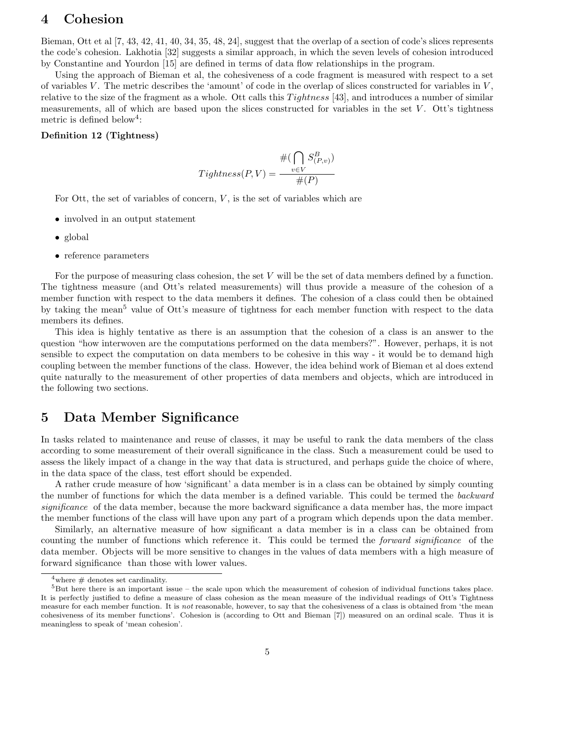## 4 Cohesion

Bieman, Ott et al [7, 43, 42, 41, 40, 34, 35, 48, 24], suggest that the overlap of a section of code's slices represents the code's cohesion. Lakhotia [32] suggests a similar approach, in which the seven levels of cohesion introduced by Constantine and Yourdon [15] are defined in terms of data flow relationships in the program.

Using the approach of Bieman et al, the cohesiveness of a code fragment is measured with respect to a set of variables $V$. The metric describes the 'amount' of code in the overlap of slices constructed for variables in $V$, relative to the size of the fragment as a whole. Ott calls this $Tightness$ [43], and introduces a number of similar measurements, all of which are based upon the slices constructed for variables in the set $V$. Ott's tightness metric is defined below[4]:

**Definition 12 (Tightness)**

$$Tightness(P, V) = \frac{\#(\bigcap_{v \in V} S^B_{(P,v)})}{\#(P)}$$

For Ott, the set of variables of concern, $V$, is the set of variables which are

- involved in an output statement
- global
- reference parameters

For the purpose of measuring class cohesion, the set $V$ will be the set of data members defined by a function. The tightness measure (and Ott's related measurements) will thus provide a measure of the cohesion of a member function with respect to the data members it defines. The cohesion of a class could then be obtained by taking the mean[5] value of Ott's measure of tightness for each member function with respect to the data members its defines.

This idea is highly tentative as there is an assumption that the cohesion of a class is an answer to the question "how interwoven are the computations performed on the data members?". However, perhaps, it is not sensible to expect the computation on data members to be cohesive in this way - it would be to demand high coupling between the member functions of the class. However, the idea behind work of Bieman et al does extend quite naturally to the measurement of other properties of data members and objects, which are introduced in the following two sections.

## 5 Data Member Significance

In tasks related to maintenance and reuse of classes, it may be useful to rank the data members of the class according to some measurement of their overall significance in the class. Such a measurement could be used to assess the likely impact of a change in the way that data is structured, and perhaps guide the choice of where, in the data space of the class, test effort should be expended.

A rather crude measure of how 'significant' a data member is in a class can be obtained by simply counting the number of functions for which the data member is a defined variable. This could be termed the *backward significance* of the data member, because the more backward significance a data member has, the more impact the member functions of the class will have upon any part of a program which depends upon the data member.

Similarly, an alternative measure of how significant a data member is in a class can be obtained from counting the number of functions which reference it. This could be termed the *forward significance* of the data member. Objects will be more sensitive to changes in the values of data members with a high measure of forward significance than those with lower values.

---

[4] where # denotes set cardinality.

[5] But here there is an important issue – the scale upon which the measurement of cohesion of individual functions takes place. It is perfectly justified to define a measure of class cohesion as the mean measure of the individual readings of Ott's Tightness measure for each member function. It is *not* reasonable, however, to say that the cohesiveness of a class is obtained from 'the mean cohesiveness of its member functions'. Cohesion is (according to Ott and Bieman [7]) measured on an ordinal scale. Thus it is meaningless to speak of 'mean cohesion'.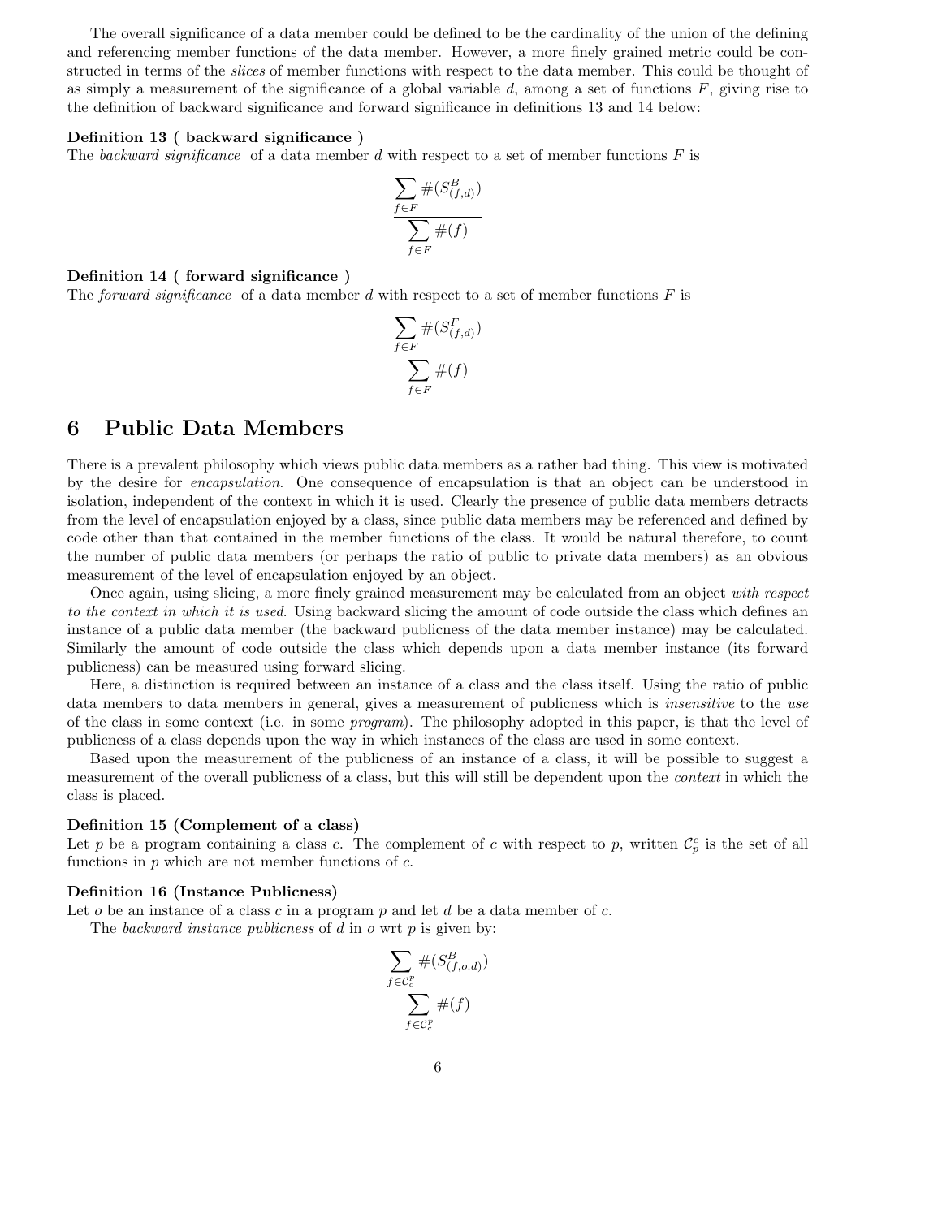The overall significance of a data member could be defined to be the cardinality of the union of the defining and referencing member functions of the data member. However, a more finely grained metric could be constructed in terms of the *slices* of member functions with respect to the data member. This could be thought of as simply a measurement of the significance of a global variable $d$, among a set of functions $F$, giving rise to the definition of backward significance and forward significance in definitions 13 and 14 below:

**Definition 13 ( backward significance )**
The *backward significance* of a data member $d$ with respect to a set of member functions $F$ is

$$\frac{\sum_{f \in F} \#(S^B_{(f,d)})}{\sum_{f \in F} \#(f)}$$

**Definition 14 ( forward significance )**
The *forward significance* of a data member $d$ with respect to a set of member functions $F$ is

$$\frac{\sum_{f \in F} \#(S^F_{(f,d)})}{\sum_{f \in F} \#(f)}$$

# 6 Public Data Members

There is a prevalent philosophy which views public data members as a rather bad thing. This view is motivated by the desire for *encapsulation*. One consequence of encapsulation is that an object can be understood in isolation, independent of the context in which it is used. Clearly the presence of public data members detracts from the level of encapsulation enjoyed by a class, since public data members may be referenced and defined by code other than that contained in the member functions of the class. It would be natural therefore, to count the number of public data members (or perhaps the ratio of public to private data members) as an obvious measurement of the level of encapsulation enjoyed by an object.

Once again, using slicing, a more finely grained measurement may be calculated from an object *with respect to the context in which it is used*. Using backward slicing the amount of code outside the class which defines an instance of a public data member (the backward publicness of the data member instance) may be calculated. Similarly the amount of code outside the class which depends upon a data member instance (its forward publicness) can be measured using forward slicing.

Here, a distinction is required between an instance of a class and the class itself. Using the ratio of public data members to data members in general, gives a measurement of publicness which is *insensitive* to the *use* of the class in some context (i.e. in some *program*). The philosophy adopted in this paper, is that the level of publicness of a class depends upon the way in which instances of the class are used in some context.

Based upon the measurement of the publicness of an instance of a class, it will be possible to suggest a measurement of the overall publicness of a class, but this will still be dependent upon the *context* in which the class is placed.

**Definition 15 (Complement of a class)**
Let $p$ be a program containing a class $c$. The complement of $c$ with respect to $p$, written $\mathcal{C}^c_p$ is the set of all functions in $p$ which are not member functions of $c$.

**Definition 16 (Instance Publicness)**
Let $o$ be an instance of a class $c$ in a program $p$ and let $d$ be a data member of $c$.

The *backward instance publicness* of $d$ in $o$ wrt $p$ is given by:

$$\frac{\sum_{f \in \mathcal{C}^p_c} \#(S^B_{(f,o.d)})}{\sum_{f \in \mathcal{C}^p_c} \#(f)}$$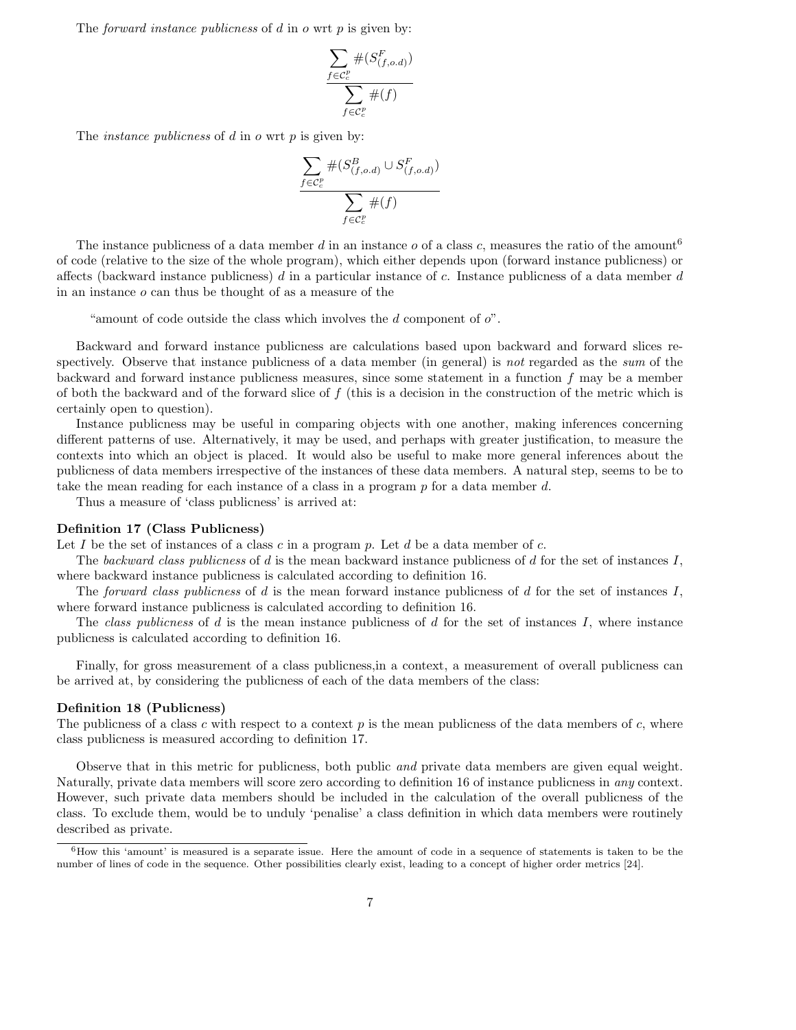The *forward instance publicness* of $d$ in $o$ wrt $p$ is given by:

$$\frac{\sum_{f \in \mathcal{C}_c^p} \#(S^F_{(f,o.d)})}{\sum_{f \in \mathcal{C}_c^p} \#(f)}$$

The *instance publicness* of $d$ in $o$ wrt $p$ is given by:

$$\frac{\sum_{f \in \mathcal{C}_c^p} \#(S^B_{(f,o.d)} \cup S^F_{(f,o.d)})}{\sum_{f \in \mathcal{C}_c^p} \#(f)}$$

The instance publicness of a data member $d$ in an instance $o$ of a class $c$, measures the ratio of the amount[6] of code (relative to the size of the whole program), which either depends upon (forward instance publicness) or affects (backward instance publicness) $d$ in a particular instance of $c$. Instance publicness of a data member $d$ in an instance $o$ can thus be thought of as a measure of the

> "amount of code outside the class which involves the $d$ component of $o$".

Backward and forward instance publicness are calculations based upon backward and forward slices respectively. Observe that instance publicness of a data member (in general) is *not* regarded as the *sum* of the backward and forward instance publicness measures, since some statement in a function $f$ may be a member of both the backward and of the forward slice of $f$ (this is a decision in the construction of the metric which is certainly open to question).

Instance publicness may be useful in comparing objects with one another, making inferences concerning different patterns of use. Alternatively, it may be used, and perhaps with greater justification, to measure the contexts into which an object is placed. It would also be useful to make more general inferences about the publicness of data members irrespective of the instances of these data members. A natural step, seems to be to take the mean reading for each instance of a class in a program $p$ for a data member $d$.

Thus a measure of 'class publicness' is arrived at:

**Definition 17 (Class Publicness)**
Let $I$ be the set of instances of a class $c$ in a program $p$. Let $d$ be a data member of $c$.

The *backward class publicness* of $d$ is the mean backward instance publicness of $d$ for the set of instances $I$, where backward instance publicness is calculated according to definition 16.

The *forward class publicness* of $d$ is the mean forward instance publicness of $d$ for the set of instances $I$, where forward instance publicness is calculated according to definition 16.

The *class publicness* of $d$ is the mean instance publicness of $d$ for the set of instances $I$, where instance publicness is calculated according to definition 16.

Finally, for gross measurement of a class publicness,in a context, a measurement of overall publicness can be arrived at, by considering the publicness of each of the data members of the class:

**Definition 18 (Publicness)**
The publicness of a class $c$ with respect to a context $p$ is the mean publicness of the data members of $c$, where class publicness is measured according to definition 17.

Observe that in this metric for publicness, both public *and* private data members are given equal weight. Naturally, private data members will score zero according to definition 16 of instance publicness in *any* context. However, such private data members should be included in the calculation of the overall publicness of the class. To exclude them, would be to unduly 'penalise' a class definition in which data members were routinely described as private.

[6] How this 'amount' is measured is a separate issue. Here the amount of code in a sequence of statements is taken to be the number of lines of code in the sequence. Other possibilities clearly exist, leading to a concept of higher order metrics [24].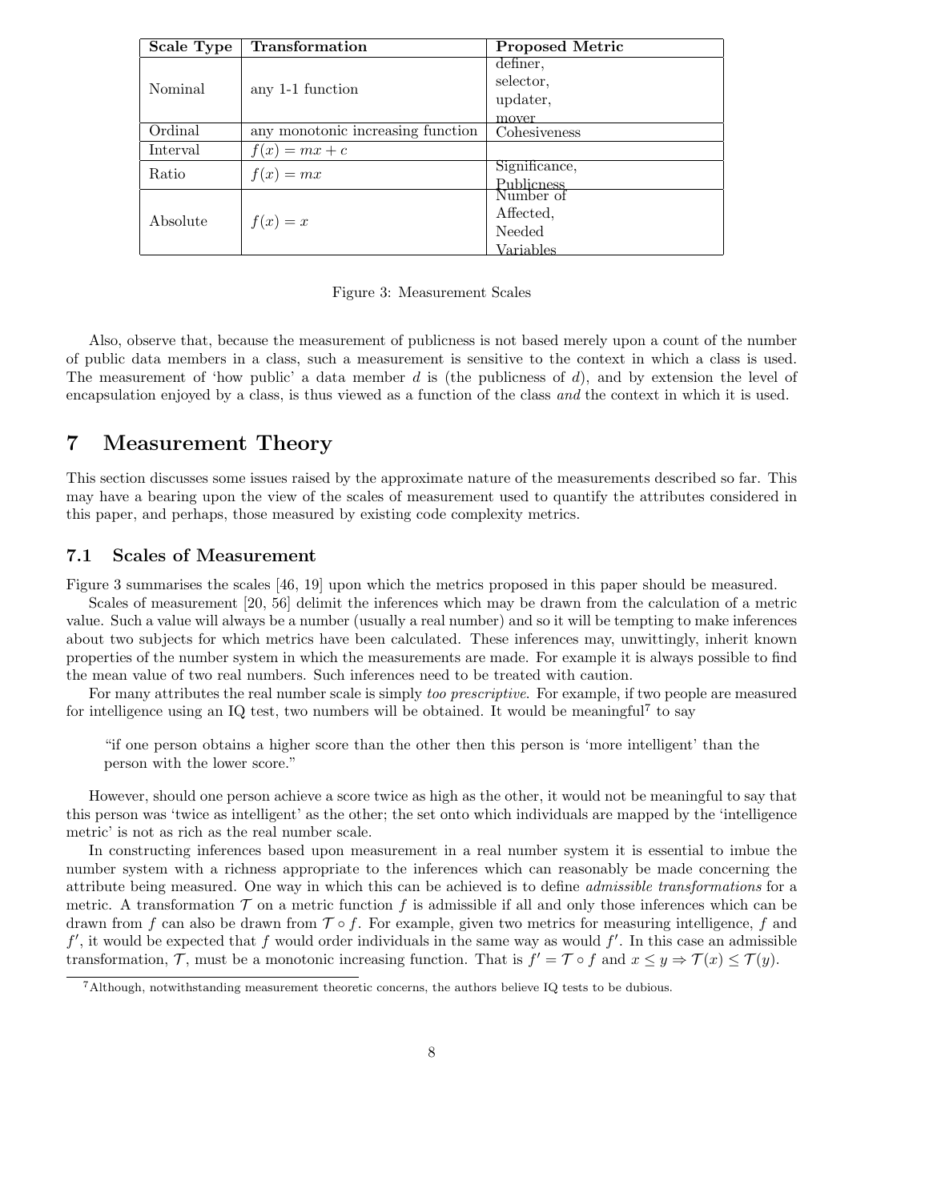| Scale Type | Transformation | Proposed Metric |
|---|---|---|
| Nominal | any 1-1 function | definer, selector, updater, mover |
| Ordinal | any monotonic increasing function | Cohesiveness |
| Interval | $f(x) = mx + c$ | |
| Ratio | $f(x) = mx$ | Significance, Publicness |
| Absolute | $f(x) = x$ | Number of Affected, Needed Variables |

Figure 3: Measurement Scales

Also, observe that, because the measurement of publicness is not based merely upon a count of the number of public data members in a class, such a measurement is sensitive to the context in which a class is used. The measurement of 'how public' a data member $d$ is (the publicness of $d$), and by extension the level of encapsulation enjoyed by a class, is thus viewed as a function of the class *and* the context in which it is used.

# 7 Measurement Theory

This section discusses some issues raised by the approximate nature of the measurements described so far. This may have a bearing upon the view of the scales of measurement used to quantify the attributes considered in this paper, and perhaps, those measured by existing code complexity metrics.

## 7.1 Scales of Measurement

Figure 3 summarises the scales [46, 19] upon which the metrics proposed in this paper should be measured.

Scales of measurement [20, 56] delimit the inferences which may be drawn from the calculation of a metric value. Such a value will always be a number (usually a real number) and so it will be tempting to make inferences about two subjects for which metrics have been calculated. These inferences may, unwittingly, inherit known properties of the number system in which the measurements are made. For example it is always possible to find the mean value of two real numbers. Such inferences need to be treated with caution.

For many attributes the real number scale is simply *too prescriptive*. For example, if two people are measured for intelligence using an IQ test, two numbers will be obtained. It would be meaningful[7] to say

> "if one person obtains a higher score than the other then this person is 'more intelligent' than the person with the lower score."

However, should one person achieve a score twice as high as the other, it would not be meaningful to say that this person was 'twice as intelligent' as the other; the set onto which individuals are mapped by the 'intelligence metric' is not as rich as the real number scale.

In constructing inferences based upon measurement in a real number system it is essential to imbue the number system with a richness appropriate to the inferences which can reasonably be made concerning the attribute being measured. One way in which this can be achieved is to define *admissible transformations* for a metric. A transformation $\mathcal{T}$ on a metric function $f$ is admissible if all and only those inferences which can be drawn from $f$ can also be drawn from $\mathcal{T} \circ f$. For example, given two metrics for measuring intelligence, $f$ and $f'$, it would be expected that $f$ would order individuals in the same way as would $f'$. In this case an admissible transformation, $\mathcal{T}$, must be a monotonic increasing function. That is $f' = \mathcal{T} \circ f$ and $x \leq y \Rightarrow \mathcal{T}(x) \leq \mathcal{T}(y)$.

[7] Although, notwithstanding measurement theoretic concerns, the authors believe IQ tests to be dubious.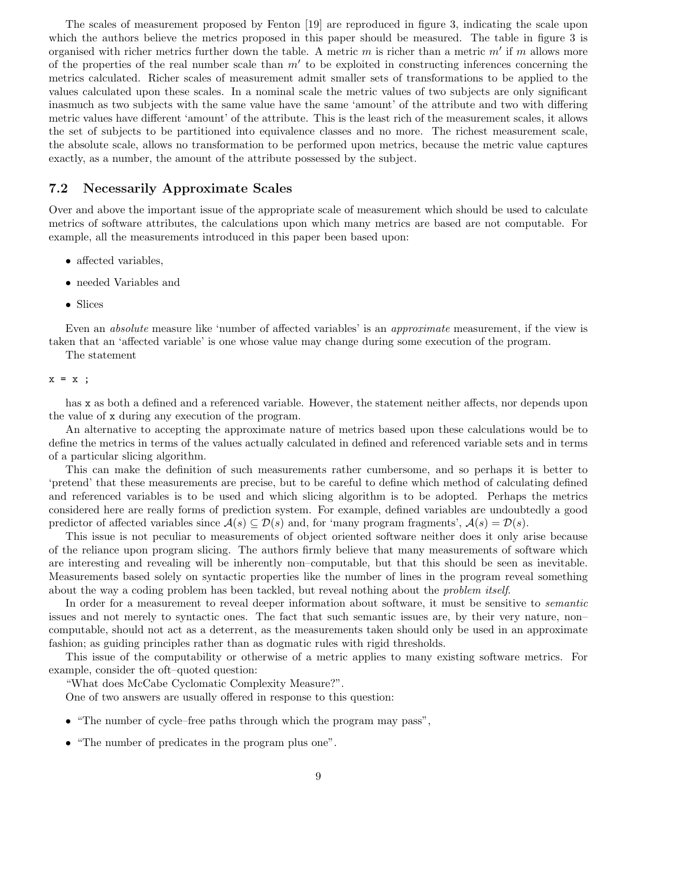The scales of measurement proposed by Fenton [19] are reproduced in figure 3, indicating the scale upon which the authors believe the metrics proposed in this paper should be measured. The table in figure 3 is organised with richer metrics further down the table. A metric $m$ is richer than a metric $m'$ if $m$ allows more of the properties of the real number scale than $m'$ to be exploited in constructing inferences concerning the metrics calculated. Richer scales of measurement admit smaller sets of transformations to be applied to the values calculated upon these scales. In a nominal scale the metric values of two subjects are only significant inasmuch as two subjects with the same value have the same 'amount' of the attribute and two with differing metric values have different 'amount' of the attribute. This is the least rich of the measurement scales, it allows the set of subjects to be partitioned into equivalence classes and no more. The richest measurement scale, the absolute scale, allows no transformation to be performed upon metrics, because the metric value captures exactly, as a number, the amount of the attribute possessed by the subject.

## 7.2 Necessarily Approximate Scales

Over and above the important issue of the appropriate scale of measurement which should be used to calculate metrics of software attributes, the calculations upon which many metrics are based are not computable. For example, all the measurements introduced in this paper been based upon:

- affected variables,
- needed Variables and
- Slices

Even an *absolute* measure like 'number of affected variables' is an *approximate* measurement, if the view is taken that an 'affected variable' is one whose value may change during some execution of the program.

The statement

```
x = x ;
```

has x as both a defined and a referenced variable. However, the statement neither affects, nor depends upon the value of x during any execution of the program.

An alternative to accepting the approximate nature of metrics based upon these calculations would be to define the metrics in terms of the values actually calculated in defined and referenced variable sets and in terms of a particular slicing algorithm.

This can make the definition of such measurements rather cumbersome, and so perhaps it is better to 'pretend' that these measurements are precise, but to be careful to define which method of calculating defined and referenced variables is to be used and which slicing algorithm is to be adopted. Perhaps the metrics considered here are really forms of prediction system. For example, defined variables are undoubtedly a good predictor of affected variables since $\mathcal{A}(s) \subseteq \mathcal{D}(s)$ and, for 'many program fragments', $\mathcal{A}(s) = \mathcal{D}(s)$.

This issue is not peculiar to measurements of object oriented software neither does it only arise because of the reliance upon program slicing. The authors firmly believe that many measurements of software which are interesting and revealing will be inherently non–computable, but that this should be seen as inevitable. Measurements based solely on syntactic properties like the number of lines in the program reveal something about the way a coding problem has been tackled, but reveal nothing about the *problem itself.*

In order for a measurement to reveal deeper information about software, it must be sensitive to *semantic* issues and not merely to syntactic ones. The fact that such semantic issues are, by their very nature, non–computable, should not act as a deterrent, as the measurements taken should only be used in an approximate fashion; as guiding principles rather than as dogmatic rules with rigid thresholds.

This issue of the computability or otherwise of a metric applies to many existing software metrics. For example, consider the oft–quoted question:

"What does McCabe Cyclomatic Complexity Measure?".

One of two answers are usually offered in response to this question:

- "The number of cycle–free paths through which the program may pass",
- "The number of predicates in the program plus one".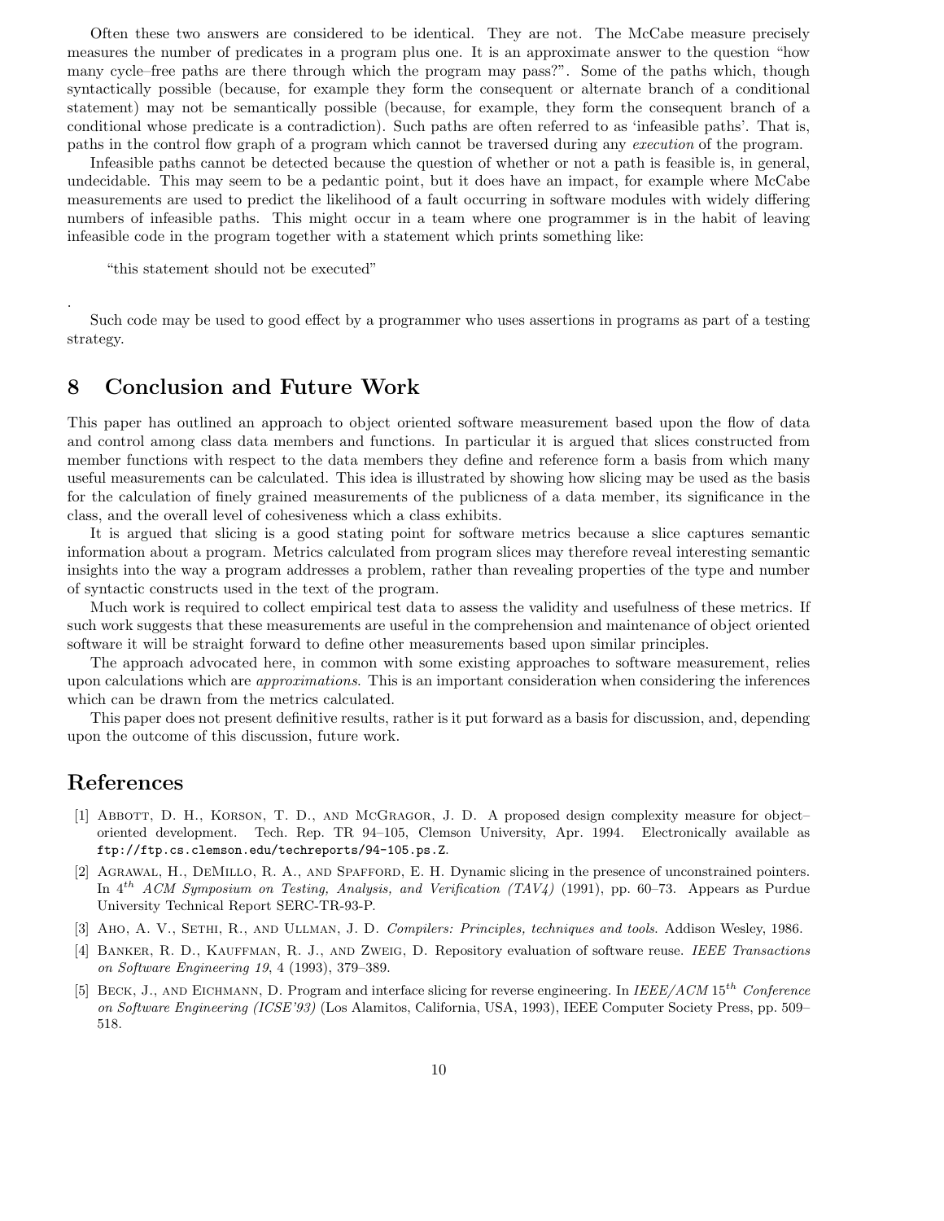Often these two answers are considered to be identical. They are not. The McCabe measure precisely measures the number of predicates in a program plus one. It is an approximate answer to the question "how many cycle–free paths are there through which the program may pass?". Some of the paths which, though syntactically possible (because, for example they form the consequent or alternate branch of a conditional statement) may not be semantically possible (because, for example, they form the consequent branch of a conditional whose predicate is a contradiction). Such paths are often referred to as 'infeasible paths'. That is, paths in the control flow graph of a program which cannot be traversed during any *execution* of the program.

Infeasible paths cannot be detected because the question of whether or not a path is feasible is, in general, undecidable. This may seem to be a pedantic point, but it does have an impact, for example where McCabe measurements are used to predict the likelihood of a fault occurring in software modules with widely differing numbers of infeasible paths. This might occur in a team where one programmer is in the habit of leaving infeasible code in the program together with a statement which prints something like:

"this statement should not be executed"

.

Such code may be used to good effect by a programmer who uses assertions in programs as part of a testing strategy.

## 8 Conclusion and Future Work

This paper has outlined an approach to object oriented software measurement based upon the flow of data and control among class data members and functions. In particular it is argued that slices constructed from member functions with respect to the data members they define and reference form a basis from which many useful measurements can be calculated. This idea is illustrated by showing how slicing may be used as the basis for the calculation of finely grained measurements of the publicness of a data member, its significance in the class, and the overall level of cohesiveness which a class exhibits.

It is argued that slicing is a good stating point for software metrics because a slice captures semantic information about a program. Metrics calculated from program slices may therefore reveal interesting semantic insights into the way a program addresses a problem, rather than revealing properties of the type and number of syntactic constructs used in the text of the program.

Much work is required to collect empirical test data to assess the validity and usefulness of these metrics. If such work suggests that these measurements are useful in the comprehension and maintenance of object oriented software it will be straight forward to define other measurements based upon similar principles.

The approach advocated here, in common with some existing approaches to software measurement, relies upon calculations which are *approximations*. This is an important consideration when considering the inferences which can be drawn from the metrics calculated.

This paper does not present definitive results, rather is it put forward as a basis for discussion, and, depending upon the outcome of this discussion, future work.

# References

[1] Abbott, D. H., Korson, T. D., and McGragor, J. D. A proposed design complexity measure for object–oriented development. Tech. Rep. TR 94–105, Clemson University, Apr. 1994. Electronically available as `ftp://ftp.cs.clemson.edu/techreports/94-105.ps.Z`.

[2] Agrawal, H., DeMillo, R. A., and Spafford, E. H. Dynamic slicing in the presence of unconstrained pointers. In $4^{th}$ *ACM Symposium on Testing, Analysis, and Verification (TAV4)* (1991), pp. 60–73. Appears as Purdue University Technical Report SERC-TR-93-P.

[3] Aho, A. V., Sethi, R., and Ullman, J. D. *Compilers: Principles, techniques and tools.* Addison Wesley, 1986.

[4] Banker, R. D., Kauffman, R. J., and Zweig, D. Repository evaluation of software reuse. *IEEE Transactions on Software Engineering 19*, 4 (1993), 379–389.

[5] Beck, J., and Eichmann, D. Program and interface slicing for reverse engineering. In *IEEE/ACM* $15^{th}$ *Conference on Software Engineering (ICSE'93)* (Los Alamitos, California, USA, 1993), IEEE Computer Society Press, pp. 509–518.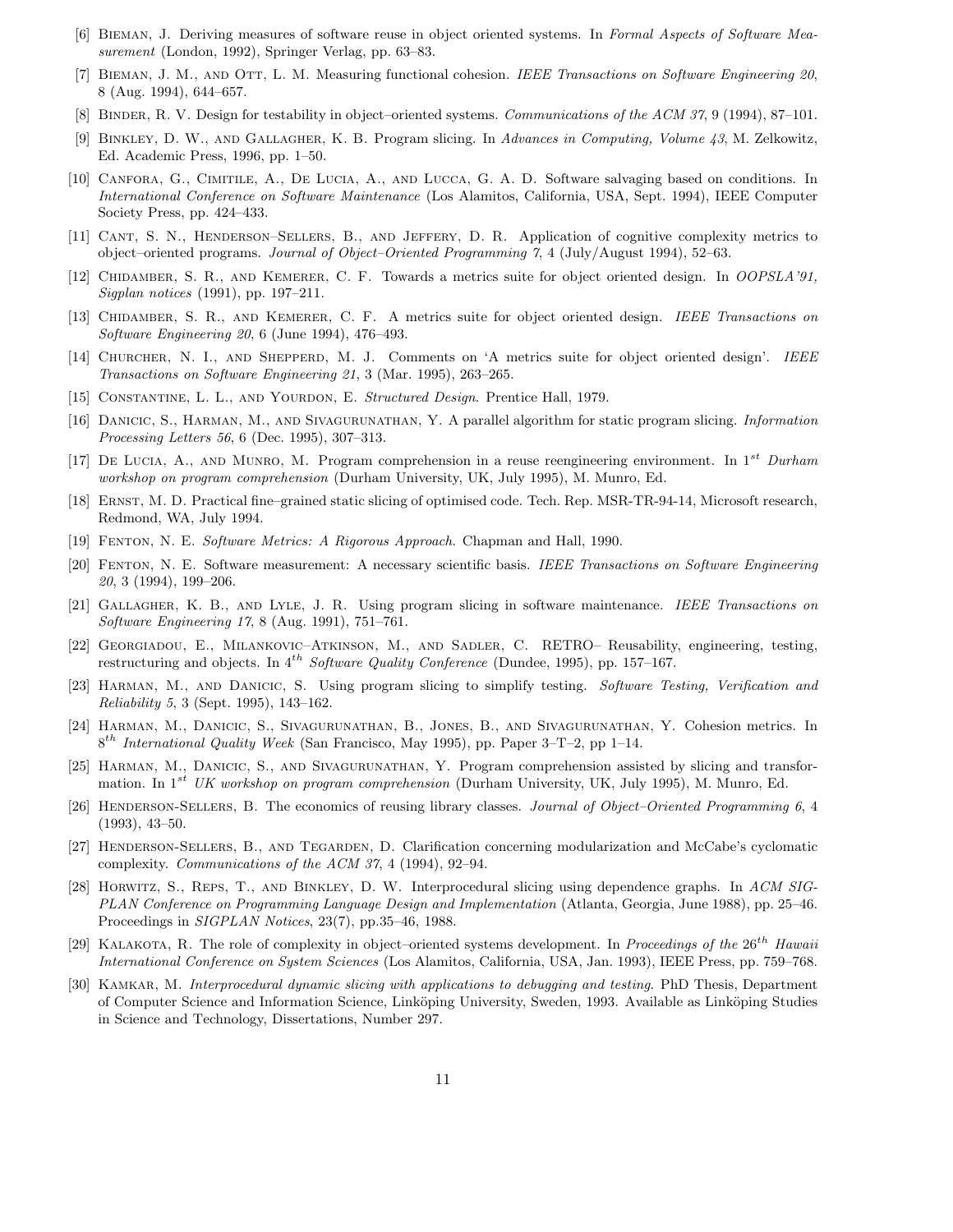[6] Bieman, J. Deriving measures of software reuse in object oriented systems. In *Formal Aspects of Software Measurement* (London, 1992), Springer Verlag, pp. 63–83.

[7] Bieman, J. M., and Ott, L. M. Measuring functional cohesion. *IEEE Transactions on Software Engineering 20*, 8 (Aug. 1994), 644–657.

[8] Binder, R. V. Design for testability in object–oriented systems. *Communications of the ACM 37*, 9 (1994), 87–101.

[9] Binkley, D. W., and Gallagher, K. B. Program slicing. In *Advances in Computing, Volume 43*, M. Zelkowitz, Ed. Academic Press, 1996, pp. 1–50.

[10] Canfora, G., Cimitile, A., De Lucia, A., and Lucca, G. A. D. Software salvaging based on conditions. In *International Conference on Software Maintenance* (Los Alamitos, California, USA, Sept. 1994), IEEE Computer Society Press, pp. 424–433.

[11] Cant, S. N., Henderson–Sellers, B., and Jeffery, D. R. Application of cognitive complexity metrics to object–oriented programs. *Journal of Object–Oriented Programming 7*, 4 (July/August 1994), 52–63.

[12] Chidamber, S. R., and Kemerer, C. F. Towards a metrics suite for object oriented design. In *OOPSLA'91, Sigplan notices* (1991), pp. 197–211.

[13] Chidamber, S. R., and Kemerer, C. F. A metrics suite for object oriented design. *IEEE Transactions on Software Engineering 20*, 6 (June 1994), 476–493.

[14] Churcher, N. I., and Shepperd, M. J. Comments on 'A metrics suite for object oriented design'. *IEEE Transactions on Software Engineering 21*, 3 (Mar. 1995), 263–265.

[15] Constantine, L. L., and Yourdon, E. *Structured Design*. Prentice Hall, 1979.

[16] Danicic, S., Harman, M., and Sivagurunathan, Y. A parallel algorithm for static program slicing. *Information Processing Letters 56*, 6 (Dec. 1995), 307–313.

[17] De Lucia, A., and Munro, M. Program comprehension in a reuse reengineering environment. In $1^{st}$ *Durham workshop on program comprehension* (Durham University, UK, July 1995), M. Munro, Ed.

[18] Ernst, M. D. Practical fine–grained static slicing of optimised code. Tech. Rep. MSR-TR-94-14, Microsoft research, Redmond, WA, July 1994.

[19] Fenton, N. E. *Software Metrics: A Rigorous Approach*. Chapman and Hall, 1990.

[20] Fenton, N. E. Software measurement: A necessary scientific basis. *IEEE Transactions on Software Engineering 20*, 3 (1994), 199–206.

[21] Gallagher, K. B., and Lyle, J. R. Using program slicing in software maintenance. *IEEE Transactions on Software Engineering 17*, 8 (Aug. 1991), 751–761.

[22] Georgiadou, E., Milankovic–Atkinson, M., and Sadler, C. RETRO– Reusability, engineering, testing, restructuring and objects. In $4^{th}$ *Software Quality Conference* (Dundee, 1995), pp. 157–167.

[23] Harman, M., and Danicic, S. Using program slicing to simplify testing. *Software Testing, Verification and Reliability 5*, 3 (Sept. 1995), 143–162.

[24] Harman, M., Danicic, S., Sivagurunathan, B., Jones, B., and Sivagurunathan, Y. Cohesion metrics. In $8^{th}$ *International Quality Week* (San Francisco, May 1995), pp. Paper 3–T–2, pp 1–14.

[25] Harman, M., Danicic, S., and Sivagurunathan, Y. Program comprehension assisted by slicing and transformation. In $1^{st}$ *UK workshop on program comprehension* (Durham University, UK, July 1995), M. Munro, Ed.

[26] Henderson-Sellers, B. The economics of reusing library classes. *Journal of Object–Oriented Programming 6*, 4 (1993), 43–50.

[27] Henderson-Sellers, B., and Tegarden, D. Clarification concerning modularization and McCabe's cyclomatic complexity. *Communications of the ACM 37*, 4 (1994), 92–94.

[28] Horwitz, S., Reps, T., and Binkley, D. W. Interprocedural slicing using dependence graphs. In *ACM SIGPLAN Conference on Programming Language Design and Implementation* (Atlanta, Georgia, June 1988), pp. 25–46. Proceedings in *SIGPLAN Notices*, 23(7), pp.35–46, 1988.

[29] Kalakota, R. The role of complexity in object–oriented systems development. In *Proceedings of the* $26^{th}$ *Hawaii International Conference on System Sciences* (Los Alamitos, California, USA, Jan. 1993), IEEE Press, pp. 759–768.

[30] Kamkar, M. *Interprocedural dynamic slicing with applications to debugging and testing*. PhD Thesis, Department of Computer Science and Information Science, Linköping University, Sweden, 1993. Available as Linköping Studies in Science and Technology, Dissertations, Number 297.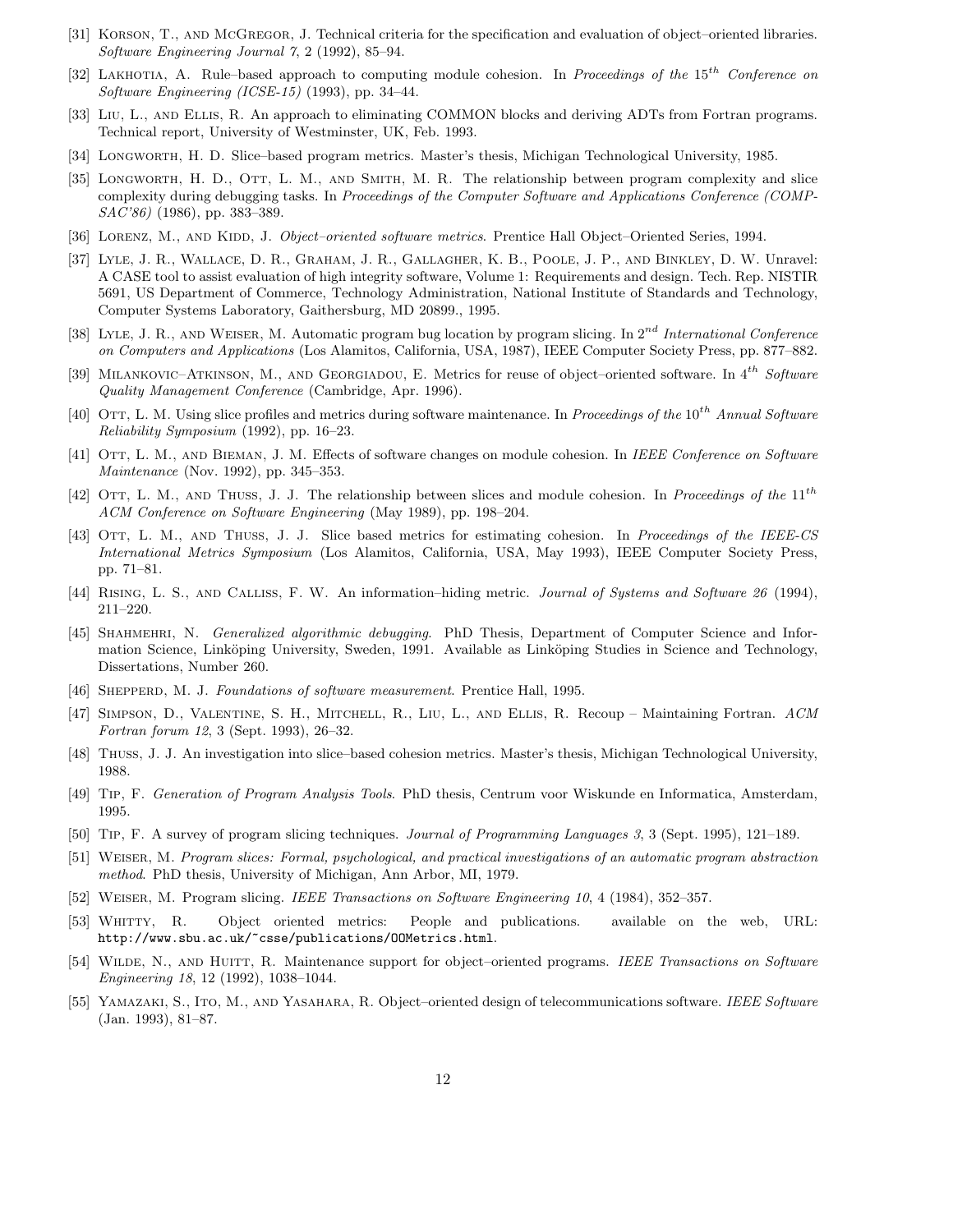[31] Korson, T., and McGregor, J. Technical criteria for the specification and evaluation of object–oriented libraries. *Software Engineering Journal 7*, 2 (1992), 85–94.

[32] Lakhotia, A. Rule–based approach to computing module cohesion. In *Proceedings of the 15$^{th}$ Conference on Software Engineering (ICSE-15)* (1993), pp. 34–44.

[33] Liu, L., and Ellis, R. An approach to eliminating COMMON blocks and deriving ADTs from Fortran programs. Technical report, University of Westminster, UK, Feb. 1993.

[34] Longworth, H. D. Slice–based program metrics. Master's thesis, Michigan Technological University, 1985.

[35] Longworth, H. D., Ott, L. M., and Smith, M. R. The relationship between program complexity and slice complexity during debugging tasks. In *Proceedings of the Computer Software and Applications Conference (COMPSAC'86)* (1986), pp. 383–389.

[36] Lorenz, M., and Kidd, J. *Object–oriented software metrics*. Prentice Hall Object–Oriented Series, 1994.

[37] Lyle, J. R., Wallace, D. R., Graham, J. R., Gallagher, K. B., Poole, J. P., and Binkley, D. W. Unravel: A CASE tool to assist evaluation of high integrity software, Volume 1: Requirements and design. Tech. Rep. NISTIR 5691, US Department of Commerce, Technology Administration, National Institute of Standards and Technology, Computer Systems Laboratory, Gaithersburg, MD 20899., 1995.

[38] Lyle, J. R., and Weiser, M. Automatic program bug location by program slicing. In *2$^{nd}$ International Conference on Computers and Applications* (Los Alamitos, California, USA, 1987), IEEE Computer Society Press, pp. 877–882.

[39] Milankovic–Atkinson, M., and Georgiadou, E. Metrics for reuse of object–oriented software. In *4$^{th}$ Software Quality Management Conference* (Cambridge, Apr. 1996).

[40] Ott, L. M. Using slice profiles and metrics during software maintenance. In *Proceedings of the 10$^{th}$ Annual Software Reliability Symposium* (1992), pp. 16–23.

[41] Ott, L. M., and Bieman, J. M. Effects of software changes on module cohesion. In *IEEE Conference on Software Maintenance* (Nov. 1992), pp. 345–353.

[42] Ott, L. M., and Thuss, J. J. The relationship between slices and module cohesion. In *Proceedings of the 11$^{th}$ ACM Conference on Software Engineering* (May 1989), pp. 198–204.

[43] Ott, L. M., and Thuss, J. J. Slice based metrics for estimating cohesion. In *Proceedings of the IEEE-CS International Metrics Symposium* (Los Alamitos, California, USA, May 1993), IEEE Computer Society Press, pp. 71–81.

[44] Rising, L. S., and Calliss, F. W. An information–hiding metric. *Journal of Systems and Software 26* (1994), 211–220.

[45] Shahmehri, N. *Generalized algorithmic debugging*. PhD Thesis, Department of Computer Science and Information Science, Linköping University, Sweden, 1991. Available as Linköping Studies in Science and Technology, Dissertations, Number 260.

[46] Shepperd, M. J. *Foundations of software measurement*. Prentice Hall, 1995.

[47] Simpson, D., Valentine, S. H., Mitchell, R., Liu, L., and Ellis, R. Recoup – Maintaining Fortran. *ACM Fortran forum 12*, 3 (Sept. 1993), 26–32.

[48] Thuss, J. J. An investigation into slice–based cohesion metrics. Master's thesis, Michigan Technological University, 1988.

[49] Tip, F. *Generation of Program Analysis Tools*. PhD thesis, Centrum voor Wiskunde en Informatica, Amsterdam, 1995.

[50] Tip, F. A survey of program slicing techniques. *Journal of Programming Languages 3*, 3 (Sept. 1995), 121–189.

[51] Weiser, M. *Program slices: Formal, psychological, and practical investigations of an automatic program abstraction method*. PhD thesis, University of Michigan, Ann Arbor, MI, 1979.

[52] Weiser, M. Program slicing. *IEEE Transactions on Software Engineering 10*, 4 (1984), 352–357.

[53] Whitty, R. Object oriented metrics: People and publications. available on the web, URL: `http://www.sbu.ac.uk/~csse/publications/OOMetrics.html`.

[54] Wilde, N., and Huitt, R. Maintenance support for object–oriented programs. *IEEE Transactions on Software Engineering 18*, 12 (1992), 1038–1044.

[55] Yamazaki, S., Ito, M., and Yasahara, R. Object–oriented design of telecommunications software. *IEEE Software* (Jan. 1993), 81–87.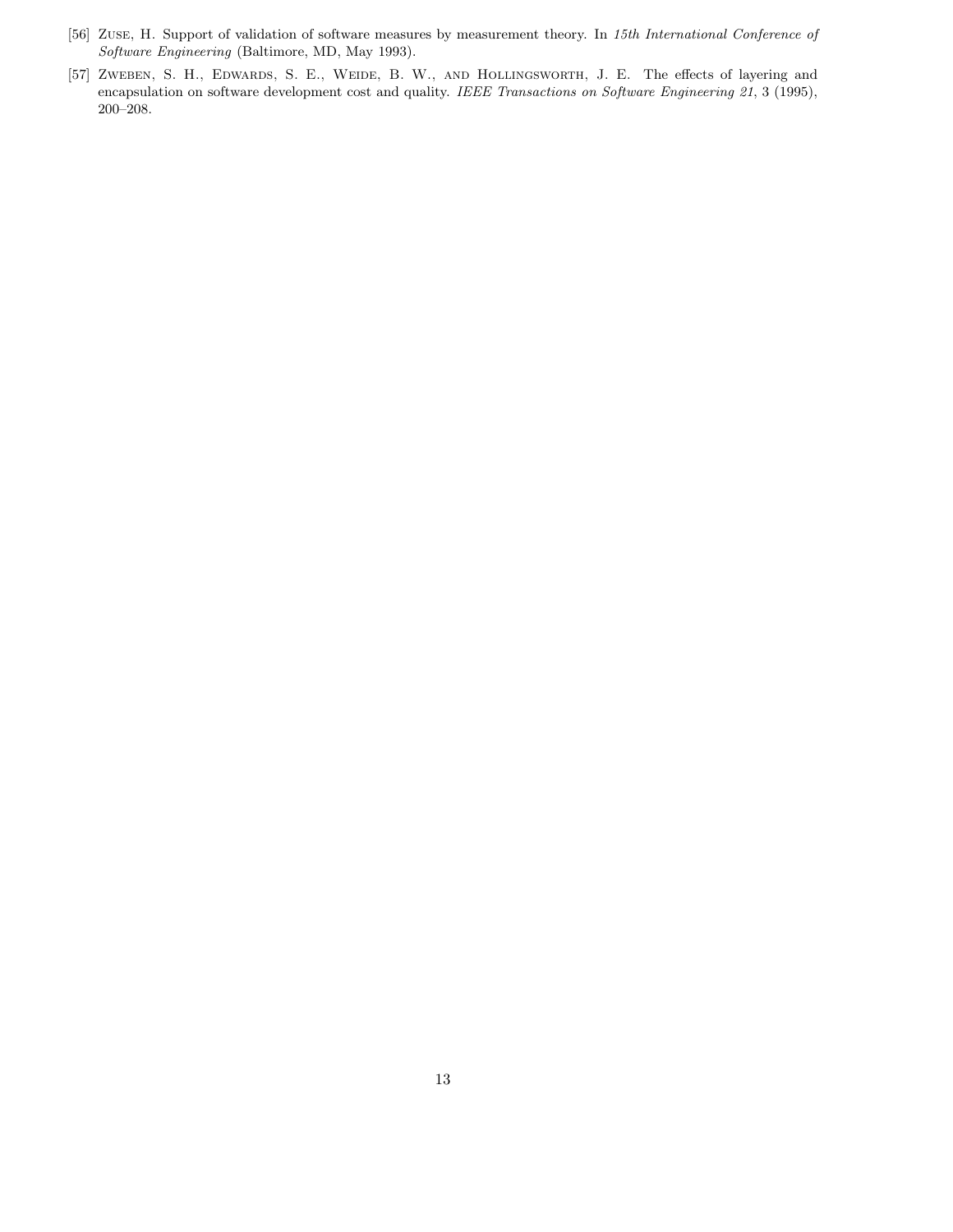[56] Zuse, H. Support of validation of software measures by measurement theory. In *15th International Conference of Software Engineering* (Baltimore, MD, May 1993).

[57] Zweben, S. H., Edwards, S. E., Weide, B. W., and Hollingsworth, J. E. The effects of layering and encapsulation on software development cost and quality. *IEEE Transactions on Software Engineering 21*, 3 (1995), 200–208.